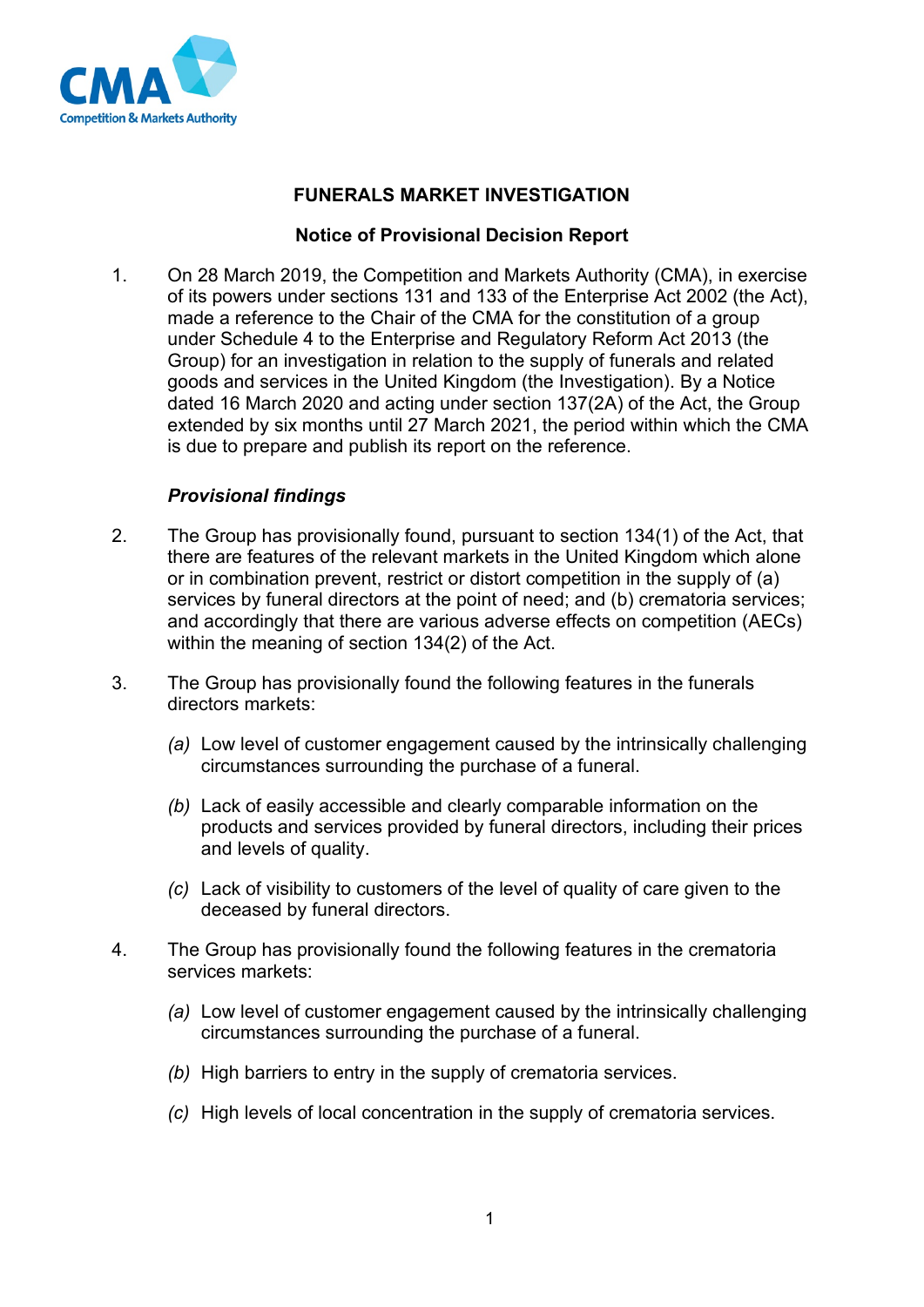# FUNERALS MARKET INVESTIGATION

## Notice of Provisional Decision Report

1. On 28 March 2019, the Competition and Markets Authority (CMA), in exercise of its powers under sections 131 and 133 of the Enterprise Act 2002 (the Act), made a reference to the Chair of the CMA for the constitution of a group under Schedule 4 to the Enterprise and Regulatory Reform Act 2013 (the Group) for an investigation in relation to the supply of funerals and related goods and services in the United Kingdom (the Investigation). By a Notice dated 16 March 2020 and acting under section 137(2A) of the Act, the Group extended by six months until 27 March 2021, the period within which the CMA is due to prepare and publish its report on the reference.

### *Provisional findings*

2. The Group has provisionally found, pursuant to section 134(1) of the Act, that there are features of the relevant markets in the United Kingdom which alone or in combination prevent, restrict or distort competition in the supply of (a) services by funeral directors at the point of need; and (b) crematoria services; and accordingly that there are various adverse effects on competition (AECs) within the meaning of section 134(2) of the Act.

3. The Group has provisionally found the following features in the funerals directors markets:

   *(a)* Low level of customer engagement caused by the intrinsically challenging circumstances surrounding the purchase of a funeral.

   *(b)* Lack of easily accessible and clearly comparable information on the products and services provided by funeral directors, including their prices and levels of quality.

   *(c)* Lack of visibility to customers of the level of quality of care given to the deceased by funeral directors.

4. The Group has provisionally found the following features in the crematoria services markets:

   *(a)* Low level of customer engagement caused by the intrinsically challenging circumstances surrounding the purchase of a funeral.

   *(b)* High barriers to entry in the supply of crematoria services.

   *(c)* High levels of local concentration in the supply of crematoria services.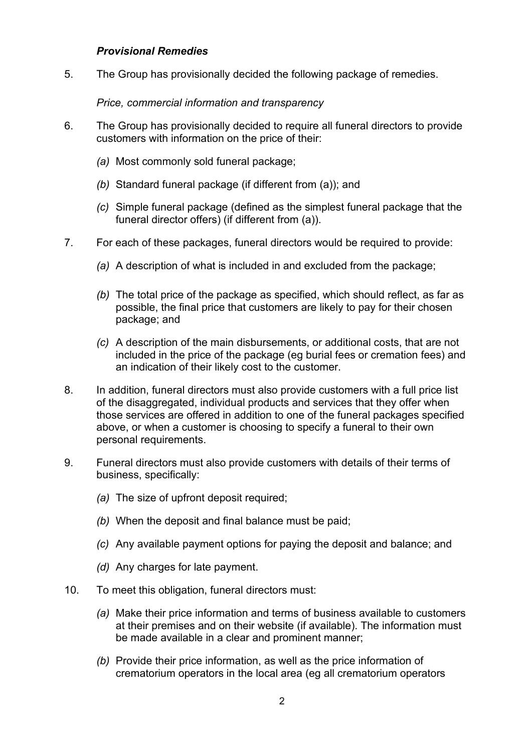***Provisional Remedies***

5. The Group has provisionally decided the following package of remedies.

*Price, commercial information and transparency*

6. The Group has provisionally decided to require all funeral directors to provide customers with information on the price of their:

   *(a)* Most commonly sold funeral package;

   *(b)* Standard funeral package (if different from (a)); and

   *(c)* Simple funeral package (defined as the simplest funeral package that the funeral director offers) (if different from (a)).

7. For each of these packages, funeral directors would be required to provide:

   *(a)* A description of what is included in and excluded from the package;

   *(b)* The total price of the package as specified, which should reflect, as far as possible, the final price that customers are likely to pay for their chosen package; and

   *(c)* A description of the main disbursements, or additional costs, that are not included in the price of the package (eg burial fees or cremation fees) and an indication of their likely cost to the customer.

8. In addition, funeral directors must also provide customers with a full price list of the disaggregated, individual products and services that they offer when those services are offered in addition to one of the funeral packages specified above, or when a customer is choosing to specify a funeral to their own personal requirements.

9. Funeral directors must also provide customers with details of their terms of business, specifically:

   *(a)* The size of upfront deposit required;

   *(b)* When the deposit and final balance must be paid;

   *(c)* Any available payment options for paying the deposit and balance; and

   *(d)* Any charges for late payment.

10. To meet this obligation, funeral directors must:

    *(a)* Make their price information and terms of business available to customers at their premises and on their website (if available). The information must be made available in a clear and prominent manner;

    *(b)* Provide their price information, as well as the price information of crematorium operators in the local area (eg all crematorium operators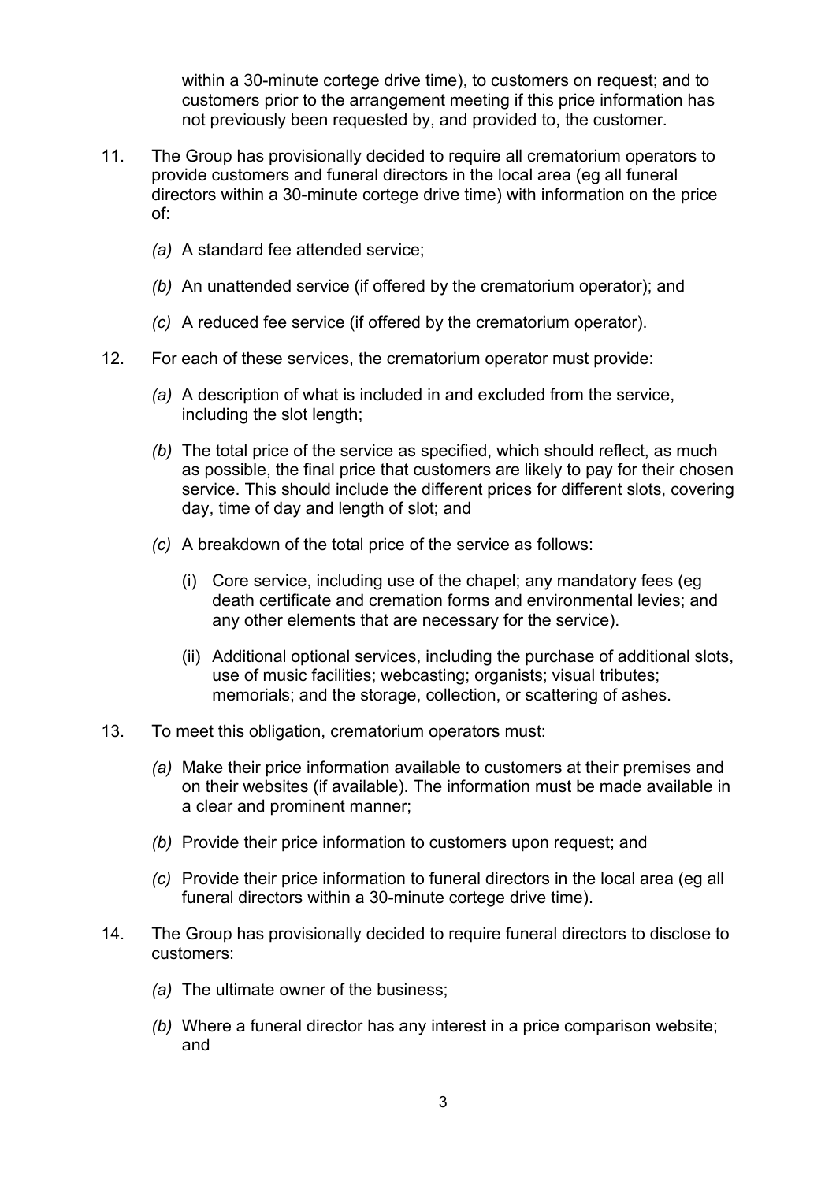within a 30-minute cortege drive time), to customers on request; and to customers prior to the arrangement meeting if this price information has not previously been requested by, and provided to, the customer.

11. The Group has provisionally decided to require all crematorium operators to provide customers and funeral directors in the local area (eg all funeral directors within a 30-minute cortege drive time) with information on the price of:

    *(a)* A standard fee attended service;

    *(b)* An unattended service (if offered by the crematorium operator); and

    *(c)* A reduced fee service (if offered by the crematorium operator).

12. For each of these services, the crematorium operator must provide:

    *(a)* A description of what is included in and excluded from the service, including the slot length;

    *(b)* The total price of the service as specified, which should reflect, as much as possible, the final price that customers are likely to pay for their chosen service. This should include the different prices for different slots, covering day, time of day and length of slot; and

    *(c)* A breakdown of the total price of the service as follows:

        (i) Core service, including use of the chapel; any mandatory fees (eg death certificate and cremation forms and environmental levies; and any other elements that are necessary for the service).

        (ii) Additional optional services, including the purchase of additional slots, use of music facilities; webcasting; organists; visual tributes; memorials; and the storage, collection, or scattering of ashes.

13. To meet this obligation, crematorium operators must:

    *(a)* Make their price information available to customers at their premises and on their websites (if available). The information must be made available in a clear and prominent manner;

    *(b)* Provide their price information to customers upon request; and

    *(c)* Provide their price information to funeral directors in the local area (eg all funeral directors within a 30-minute cortege drive time).

14. The Group has provisionally decided to require funeral directors to disclose to customers:

    *(a)* The ultimate owner of the business;

    *(b)* Where a funeral director has any interest in a price comparison website; and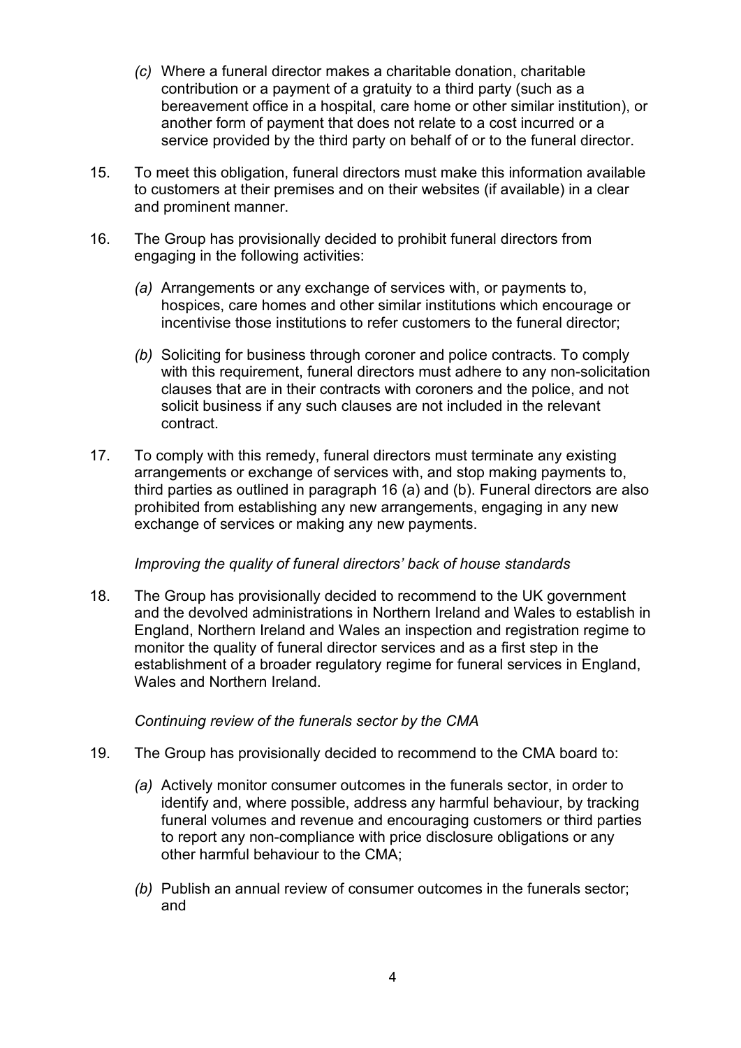*(c)* Where a funeral director makes a charitable donation, charitable contribution or a payment of a gratuity to a third party (such as a bereavement office in a hospital, care home or other similar institution), or another form of payment that does not relate to a cost incurred or a service provided by the third party on behalf of or to the funeral director.

15. To meet this obligation, funeral directors must make this information available to customers at their premises and on their websites (if available) in a clear and prominent manner.

16. The Group has provisionally decided to prohibit funeral directors from engaging in the following activities:

   *(a)* Arrangements or any exchange of services with, or payments to, hospices, care homes and other similar institutions which encourage or incentivise those institutions to refer customers to the funeral director;

   *(b)* Soliciting for business through coroner and police contracts. To comply with this requirement, funeral directors must adhere to any non-solicitation clauses that are in their contracts with coroners and the police, and not solicit business if any such clauses are not included in the relevant contract.

17. To comply with this remedy, funeral directors must terminate any existing arrangements or exchange of services with, and stop making payments to, third parties as outlined in paragraph 16 (a) and (b). Funeral directors are also prohibited from establishing any new arrangements, engaging in any new exchange of services or making any new payments.

*Improving the quality of funeral directors' back of house standards*

18. The Group has provisionally decided to recommend to the UK government and the devolved administrations in Northern Ireland and Wales to establish in England, Northern Ireland and Wales an inspection and registration regime to monitor the quality of funeral director services and as a first step in the establishment of a broader regulatory regime for funeral services in England, Wales and Northern Ireland.

*Continuing review of the funerals sector by the CMA*

19. The Group has provisionally decided to recommend to the CMA board to:

   *(a)* Actively monitor consumer outcomes in the funerals sector, in order to identify and, where possible, address any harmful behaviour, by tracking funeral volumes and revenue and encouraging customers or third parties to report any non-compliance with price disclosure obligations or any other harmful behaviour to the CMA;

   *(b)* Publish an annual review of consumer outcomes in the funerals sector; and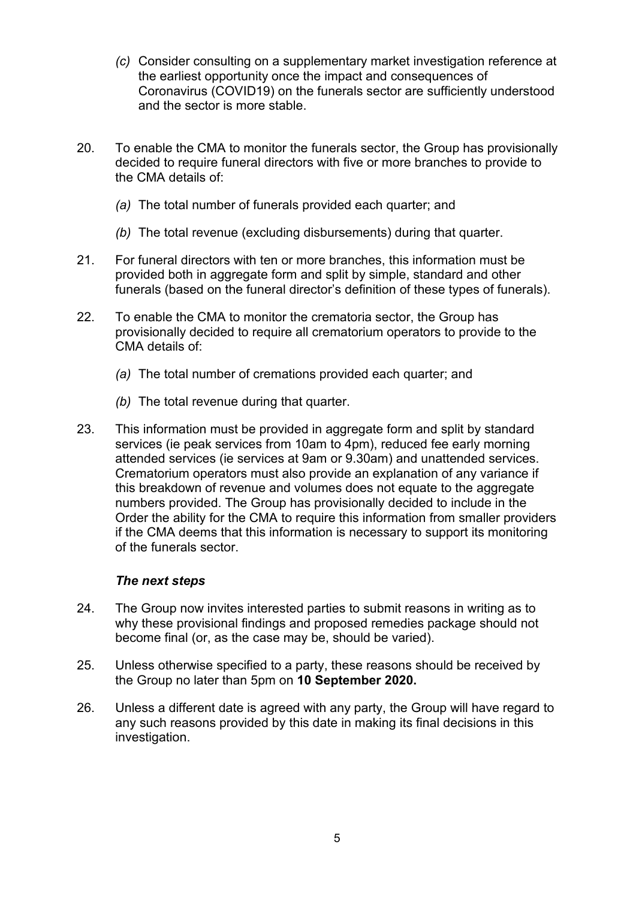*(c)* Consider consulting on a supplementary market investigation reference at the earliest opportunity once the impact and consequences of Coronavirus (COVID19) on the funerals sector are sufficiently understood and the sector is more stable.

20. To enable the CMA to monitor the funerals sector, the Group has provisionally decided to require funeral directors with five or more branches to provide to the CMA details of:

    *(a)* The total number of funerals provided each quarter; and

    *(b)* The total revenue (excluding disbursements) during that quarter.

21. For funeral directors with ten or more branches, this information must be provided both in aggregate form and split by simple, standard and other funerals (based on the funeral director's definition of these types of funerals).

22. To enable the CMA to monitor the crematoria sector, the Group has provisionally decided to require all crematorium operators to provide to the CMA details of:

    *(a)* The total number of cremations provided each quarter; and

    *(b)* The total revenue during that quarter.

23. This information must be provided in aggregate form and split by standard services (ie peak services from 10am to 4pm), reduced fee early morning attended services (ie services at 9am or 9.30am) and unattended services. Crematorium operators must also provide an explanation of any variance if this breakdown of revenue and volumes does not equate to the aggregate numbers provided. The Group has provisionally decided to include in the Order the ability for the CMA to require this information from smaller providers if the CMA deems that this information is necessary to support its monitoring of the funerals sector.

### *The next steps*

24. The Group now invites interested parties to submit reasons in writing as to why these provisional findings and proposed remedies package should not become final (or, as the case may be, should be varied).

25. Unless otherwise specified to a party, these reasons should be received by the Group no later than 5pm on **10 September 2020.**

26. Unless a different date is agreed with any party, the Group will have regard to any such reasons provided by this date in making its final decisions in this investigation.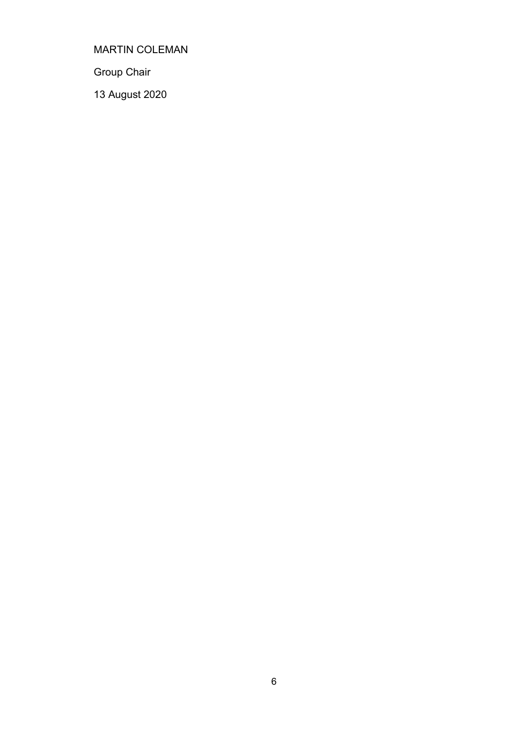MARTIN COLEMAN

Group Chair

13 August 2020